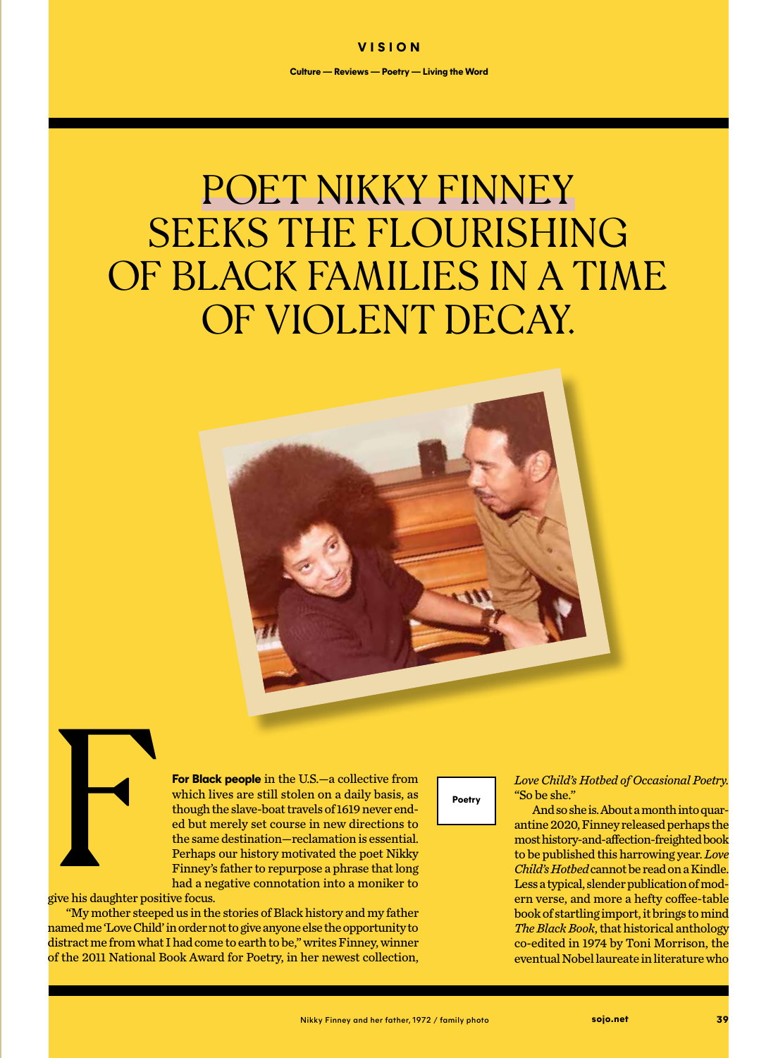VISION

Culture — Reviews — Poetry — Living the Word

# POET NIKKY FINNEY SEEKS THE FLOURISHING OF BLACK FAMILIES IN A TIME OF VIOLENT DECAY.

Nikky Finney and her father, 1972 / family photo

Poetry

**For Black people** in the U.S.—a collective from which lives are still stolen on a daily basis, as though the slave-boat travels of 1619 never ended but merely set course in new directions to the same destination—reclamation is essential. Perhaps our history motivated the poet Nikky Finney's father to repurpose a phrase that long had a negative connotation into a moniker to give his daughter positive focus.

"My mother steeped us in the stories of Black history and my father named me 'Love Child' in order not to give anyone else the opportunity to distract me from what I had come to earth to be," writes Finney, winner of the 2011 National Book Award for Poetry, in her newest collection, *Love Child's Hotbed of Occasional Poetry*. "So be she."

And so she is. About a month into quarantine 2020, Finney released perhaps the most history-and-affection-freighted book to be published this harrowing year. *Love Child's Hotbed* cannot be read on a Kindle. Less a typical, slender publication of modern verse, and more a hefty coffee-table book of startling import, it brings to mind *The Black Book*, that historical anthology co-edited in 1974 by Toni Morrison, the eventual Nobel laureate in literature who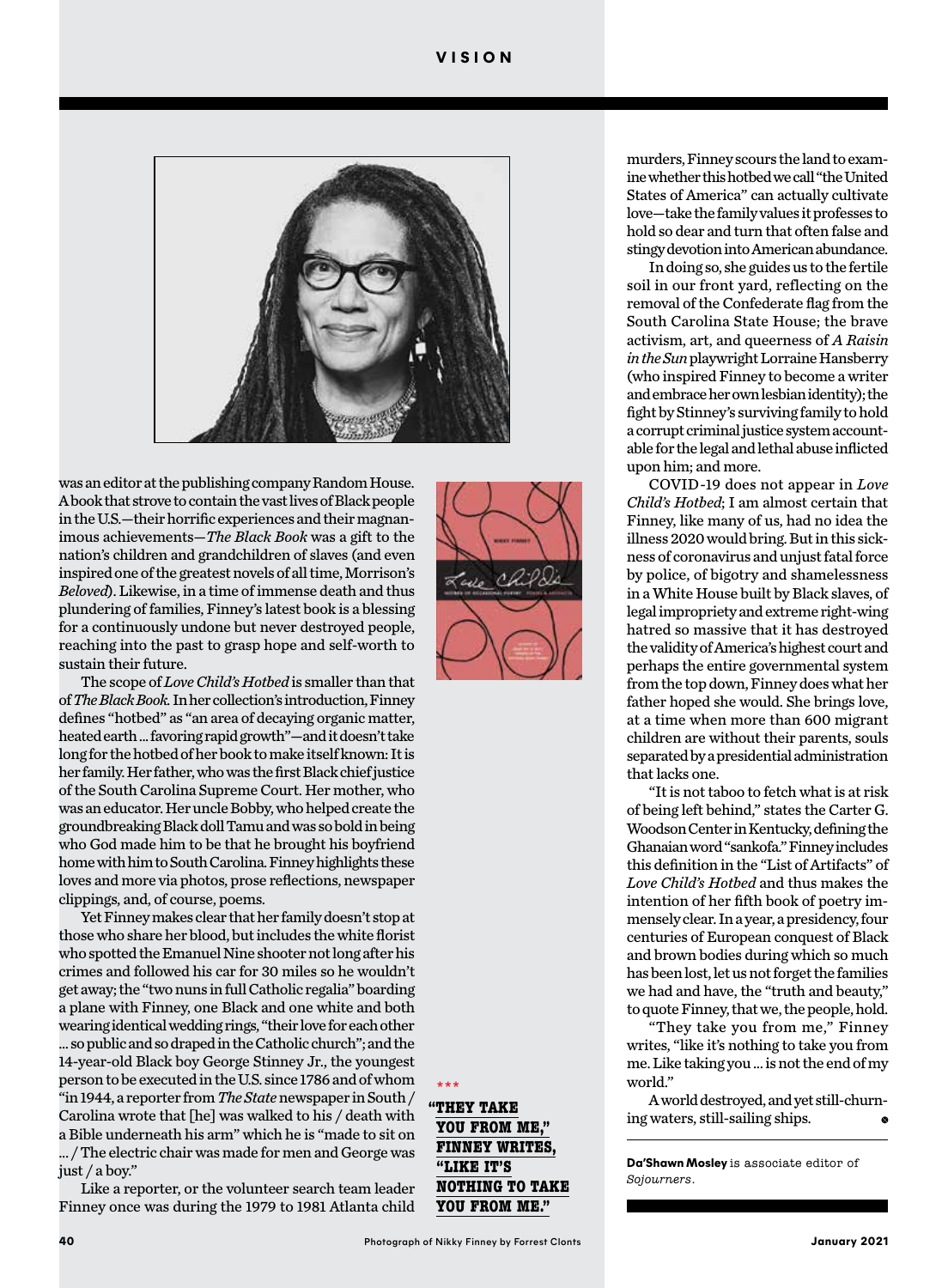was an editor at the publishing company Random House. A book that strove to contain the vast lives of Black people in the U.S.—their horrific experiences and their magnanimous achievements—*The Black Book* was a gift to the nation's children and grandchildren of slaves (and even inspired one of the greatest novels of all time, Morrison's *Beloved*). Likewise, in a time of immense death and thus plundering of families, Finney's latest book is a blessing for a continuously undone but never destroyed people, reaching into the past to grasp hope and self-worth to sustain their future.

The scope of *Love Child's Hotbed* is smaller than that of *The Black Book.* In her collection's introduction, Finney defines "hotbed" as "an area of decaying organic matter, heated earth ... favoring rapid growth"—and it doesn't take long for the hotbed of her book to make itself known: It is her family. Her father, who was the first Black chief justice of the South Carolina Supreme Court. Her mother, who was an educator. Her uncle Bobby, who helped create the groundbreaking Black doll Tamu and was so bold in being who God made him to be that he brought his boyfriend home with him to South Carolina. Finney highlights these loves and more via photos, prose reflections, newspaper clippings, and, of course, poems.

Yet Finney makes clear that her family doesn't stop at those who share her blood, but includes the white florist who spotted the Emanuel Nine shooter not long after his crimes and followed his car for 30 miles so he wouldn't get away; the "two nuns in full Catholic regalia" boarding a plane with Finney, one Black and one white and both wearing identical wedding rings, "their love for each other ... so public and so draped in the Catholic church"; and the 14-year-old Black boy George Stinney Jr., the youngest person to be executed in the U.S. since 1786 and of whom "in 1944, a reporter from *The State* newspaper in South / Carolina wrote that [he] was walked to his / death with a Bible underneath his arm" which he is "made to sit on ... / The electric chair was made for men and George was just / a boy."

Like a reporter, or the volunteer search team leader Finney once was during the 1979 to 1981 Atlanta child murders, Finney scours the land to examine whether this hotbed we call "the United States of America" can actually cultivate love—take the family values it professes to hold so dear and turn that often false and stingy devotion into American abundance.

In doing so, she guides us to the fertile soil in our front yard, reflecting on the removal of the Confederate flag from the South Carolina State House; the brave activism, art, and queerness of *A Raisin in the Sun* playwright Lorraine Hansberry (who inspired Finney to become a writer and embrace her own lesbian identity); the fight by Stinney's surviving family to hold a corrupt criminal justice system accountable for the legal and lethal abuse inflicted upon him; and more.

COVID-19 does not appear in *Love Child's Hotbed*; I am almost certain that Finney, like many of us, had no idea the illness 2020 would bring. But in this sickness of coronavirus and unjust fatal force by police, of bigotry and shamelessness in a White House built by Black slaves, of legal impropriety and extreme right-wing hatred so massive that it has destroyed the validity of America's highest court and perhaps the entire governmental system from the top down, Finney does what her father hoped she would. She brings love, at a time when more than 600 migrant children are without their parents, souls separated by a presidential administration that lacks one.

"It is not taboo to fetch what is at risk of being left behind," states the Carter G. Woodson Center in Kentucky, defining the Ghanaian word "sankofa." Finney includes this definition in the "List of Artifacts" of *Love Child's Hotbed* and thus makes the intention of her fifth book of poetry immensely clear. In a year, a presidency, four centuries of European conquest of Black and brown bodies during which so much has been lost, let us not forget the families we had and have, the "truth and beauty," to quote Finney, that we, the people, hold.

"They take you from me," Finney writes, "like it's nothing to take you from me. Like taking you ... is not the end of my world."

A world destroyed, and yet still-churning waters, still-sailing ships.

\*\*\*

**"THEY TAKE YOU FROM ME," FINNEY WRITES, "LIKE IT'S NOTHING TO TAKE YOU FROM ME."**

**Da'Shawn Mosley** is associate editor of *Sojourners*.

Photograph of Nikky Finney by Forrest Clonts